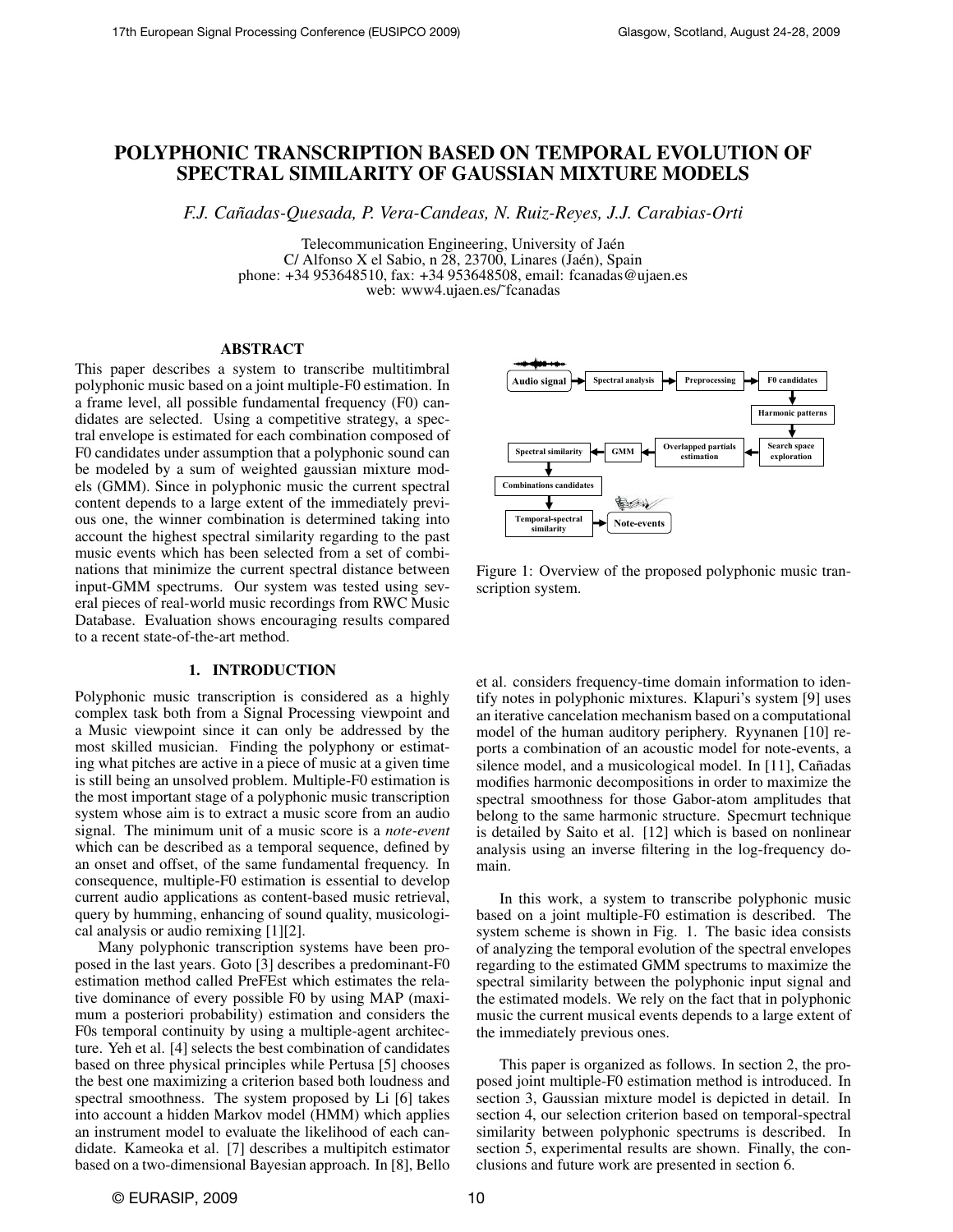# POLYPHONIC TRANSCRIPTION BASED ON TEMPORAL EVOLUTION OF SPECTRAL SIMILARITY OF GAUSSIAN MIXTURE MODELS

*F.J. Cañadas-Quesada, P. Vera-Candeas, N. Ruiz-Reyes, J.J. Carabias-Orti*

Telecommunication Engineering, University of Jaén
C/ Alfonso X el Sabio, n 28, 23700, Linares (Jaén), Spain
phone: +34 953648510, fax: +34 953648508, email: fcanadas@ujaen.es
web: www4.ujaen.es/˜fcanadas

## ABSTRACT

This paper describes a system to transcribe multitimbral polyphonic music based on a joint multiple-F0 estimation. In a frame level, all possible fundamental frequency (F0) candidates are selected. Using a competitive strategy, a spectral envelope is estimated for each combination composed of F0 candidates under assumption that a polyphonic sound can be modeled by a sum of weighted gaussian mixture models (GMM). Since in polyphonic music the current spectral content depends to a large extent of the immediately previous one, the winner combination is determined taking into account the highest spectral similarity regarding to the past music events which has been selected from a set of combinations that minimize the current spectral distance between input-GMM spectrums. Our system was tested using several pieces of real-world music recordings from RWC Music Database. Evaluation shows encouraging results compared to a recent state-of-the-art method.

Figure 1: Overview of the proposed polyphonic music transcription system.

## 1. INTRODUCTION

Polyphonic music transcription is considered as a highly complex task both from a Signal Processing viewpoint and a Music viewpoint since it can only be addressed by the most skilled musician. Finding the polyphony or estimating what pitches are active in a piece of music at a given time is still being an unsolved problem. Multiple-F0 estimation is the most important stage of a polyphonic music transcription system whose aim is to extract a music score from an audio signal. The minimum unit of a music score is a *note-event* which can be described as a temporal sequence, defined by an onset and offset, of the same fundamental frequency. In consequence, multiple-F0 estimation is essential to develop current audio applications as content-based music retrieval, query by humming, enhancing of sound quality, musicological analysis or audio remixing [1][2].

Many polyphonic transcription systems have been proposed in the last years. Goto [3] describes a predominant-F0 estimation method called PreFEst which estimates the relative dominance of every possible F0 by using MAP (maximum a posteriori probability) estimation and considers the F0s temporal continuity by using a multiple-agent architecture. Yeh et al. [4] selects the best combination of candidates based on three physical principles while Pertusa [5] chooses the best one maximizing a criterion based both loudness and spectral smoothness. The system proposed by Li [6] takes into account a hidden Markov model (HMM) which applies an instrument model to evaluate the likelihood of each candidate. Kameoka et al. [7] describes a multipitch estimator based on a two-dimensional Bayesian approach. In [8], Bello et al. considers frequency-time domain information to identify notes in polyphonic mixtures. Klapuri's system [9] uses an iterative cancelation mechanism based on a computational model of the human auditory periphery. Ryynanen [10] reports a combination of an acoustic model for note-events, a silence model, and a musicological model. In [11], Cañadas modifies harmonic decompositions in order to maximize the spectral smoothness for those Gabor-atom amplitudes that belong to the same harmonic structure. Specmurt technique is detailed by Saito et al. [12] which is based on nonlinear analysis using an inverse filtering in the log-frequency domain.

In this work, a system to transcribe polyphonic music based on a joint multiple-F0 estimation is described. The system scheme is shown in Fig. 1. The basic idea consists of analyzing the temporal evolution of the spectral envelopes regarding to the estimated GMM spectrums to maximize the spectral similarity between the polyphonic input signal and the estimated models. We rely on the fact that in polyphonic music the current musical events depends to a large extent of the immediately previous ones.

This paper is organized as follows. In section 2, the proposed joint multiple-F0 estimation method is introduced. In section 3, Gaussian mixture model is depicted in detail. In section 4, our selection criterion based on temporal-spectral similarity between polyphonic spectrums is described. In section 5, experimental results are shown. Finally, the conclusions and future work are presented in section 6.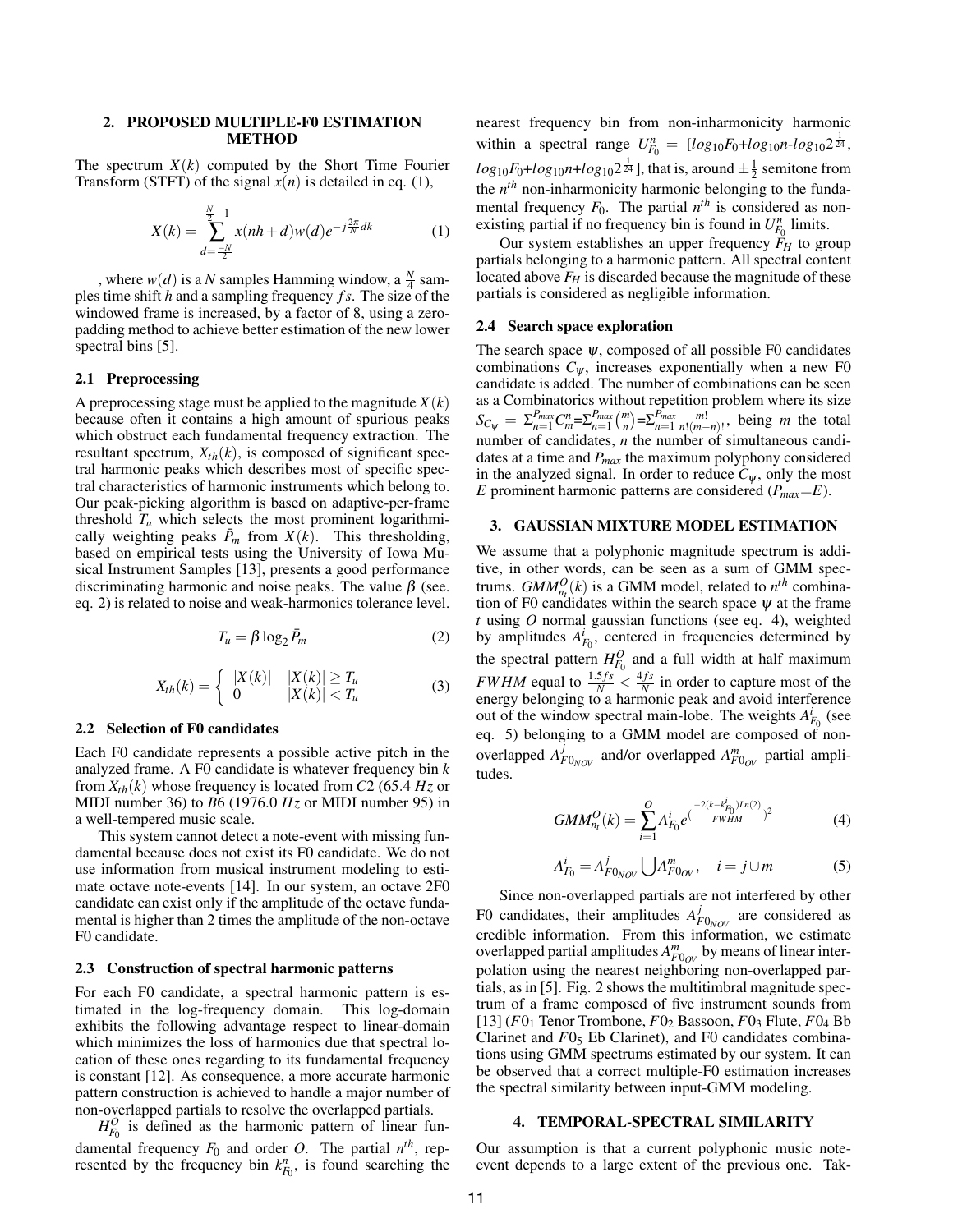## 2. PROPOSED MULTIPLE-F0 ESTIMATION METHOD

The spectrum $X(k)$ computed by the Short Time Fourier Transform (STFT) of the signal $x(n)$ is detailed in eq. (1),

$$X(k) = \sum_{d=\frac{-N}{2}}^{\frac{N}{2}-1} x(nh+d)w(d)e^{-j\frac{2\pi}{N}dk} \quad (1)$$

, where $w(d)$ is a $N$ samples Hamming window, a $\frac{N}{4}$ samples time shift $h$ and a sampling frequency $fs$. The size of the windowed frame is increased, by a factor of 8, using a zero-padding method to achieve better estimation of the new lower spectral bins [5].

### 2.1 Preprocessing

A preprocessing stage must be applied to the magnitude $X(k)$ because often it contains a high amount of spurious peaks which obstruct each fundamental frequency extraction. The resultant spectrum, $X_{th}(k)$, is composed of significant spectral harmonic peaks which describes most of specific spectral characteristics of harmonic instruments which belong to. Our peak-picking algorithm is based on adaptive-per-frame threshold $T_u$ which selects the most prominent logarithmically weighting peaks $\bar{P}_m$ from $X(k)$. This thresholding, based on empirical tests using the University of Iowa Musical Instrument Samples [13], presents a good performance discriminating harmonic and noise peaks. The value $\beta$ (see. eq. 2) is related to noise and weak-harmonics tolerance level.

$$T_u = \beta \log_2 \bar{P}_m \quad (2)$$

$$X_{th}(k) = \begin{cases} |X(k)| & |X(k)| \geq T_u \\ 0 & |X(k)| < T_u \end{cases} \quad (3)$$

### 2.2 Selection of F0 candidates

Each F0 candidate represents a possible active pitch in the analyzed frame. A F0 candidate is whatever frequency bin $k$ from $X_{th}(k)$ whose frequency is located from $C2$ (65.4 $Hz$ or MIDI number 36) to $B6$ (1976.0 $Hz$ or MIDI number 95) in a well-tempered music scale.

This system cannot detect a note-event with missing fundamental because does not exist its F0 candidate. We do not use information from musical instrument modeling to estimate octave note-events [14]. In our system, an octave 2F0 candidate can exist only if the amplitude of the octave fundamental is higher than 2 times the amplitude of the non-octave F0 candidate.

### 2.3 Construction of spectral harmonic patterns

For each F0 candidate, a spectral harmonic pattern is estimated in the log-frequency domain. This log-domain exhibits the following advantage respect to linear-domain which minimizes the loss of harmonics due that spectral location of these ones regarding to its fundamental frequency is constant [12]. As consequence, a more accurate harmonic pattern construction is achieved to handle a major number of non-overlapped partials to resolve the overlapped partials.

$H_{F_0}^O$ is defined as the harmonic pattern of linear fundamental frequency $F_0$ and order $O$. The partial $n^{th}$, represented by the frequency bin $k_{F_0}^n$, is found searching the nearest frequency bin from non-inharmonicity harmonic within a spectral range $U_{F_0}^n = [log_{10}F_0 + log_{10}n - log_{10}2^{\frac{1}{24}}, log_{10}F_0 + log_{10}n + log_{10}2^{\frac{1}{24}}]$, that is, around $\pm\frac{1}{2}$ semitone from the $n^{th}$ non-inharmonicity harmonic belonging to the fundamental frequency $F_0$. The partial $n^{th}$ is considered as non-existing partial if no frequency bin is found in $U_{F_0}^n$ limits.

Our system establishes an upper frequency $F_H$ to group partials belonging to a harmonic pattern. All spectral content located above $F_H$ is discarded because the magnitude of these partials is considered as negligible information.

### 2.4 Search space exploration

The search space $\psi$, composed of all possible F0 candidates combinations $C_\psi$, increases exponentially when a new F0 candidate is added. The number of combinations can be seen as a Combinatorics without repetition problem where its size $S_{C_\psi} = \Sigma_{n=1}^{P_{max}} C_m^n = \Sigma_{n=1}^{P_{max}} \binom{m}{n} = \Sigma_{n=1}^{P_{max}} \frac{m!}{n!(m-n)!}$, being $m$ the total number of candidates, $n$ the number of simultaneous candidates at a time and $P_{max}$ the maximum polyphony considered in the analyzed signal. In order to reduce $C_\psi$, only the most $E$ prominent harmonic patterns are considered ($P_{max}$=$E$).

## 3. GAUSSIAN MIXTURE MODEL ESTIMATION

We assume that a polyphonic magnitude spectrum is additive, in other words, can be seen as a sum of GMM spectrums. $GMM_{n_t}^O(k)$ is a GMM model, related to $n^{th}$ combination of F0 candidates within the search space $\psi$ at the frame $t$ using $O$ normal gaussian functions (see eq. 4), weighted by amplitudes $A_{F_0}^i$, centered in frequencies determined by the spectral pattern $H_{F_0}^O$ and a full width at half maximum $FWHM$ equal to $\frac{1.5fs}{N} < \frac{4fs}{N}$ in order to capture most of the energy belonging to a harmonic peak and avoid interference out of the window spectral main-lobe. The weights $A_{F_0}^i$ (see eq. 5) belonging to a GMM model are composed of non-overlapped $A_{F0_{NOV}}^j$ and/or overlapped $A_{F0_{OV}}^m$ partial amplitudes.

$$GMM_{n_t}^O(k) = \sum_{i=1}^{O} A_{F_0}^i e^{(\frac{-2(k-k_{F_0}^i)Ln(2)}{FWHM})^2} \quad (4)$$

$$A_{F_0}^i = A_{F0_{NOV}}^j \bigcup A_{F0_{OV}}^m, \quad i = j \cup m \quad (5)$$

Since non-overlapped partials are not interfered by other F0 candidates, their amplitudes $A_{F0_{NOV}}^j$ are considered as credible information. From this information, we estimate overlapped partial amplitudes $A_{F0_{OV}}^m$ by means of linear interpolation using the nearest neighboring non-overlapped partials, as in [5]. Fig. 2 shows the multitimbral magnitude spectrum of a frame composed of five instrument sounds from [13] ($F0_1$ Tenor Trombone, $F0_2$ Bassoon, $F0_3$ Flute, $F0_4$ Bb Clarinet and $F0_5$ Eb Clarinet), and F0 candidates combinations using GMM spectrums estimated by our system. It can be observed that a correct multiple-F0 estimation increases the spectral similarity between input-GMM modeling.

## 4. TEMPORAL-SPECTRAL SIMILARITY

Our assumption is that a current polyphonic music note-event depends to a large extent of the previous one. Tak-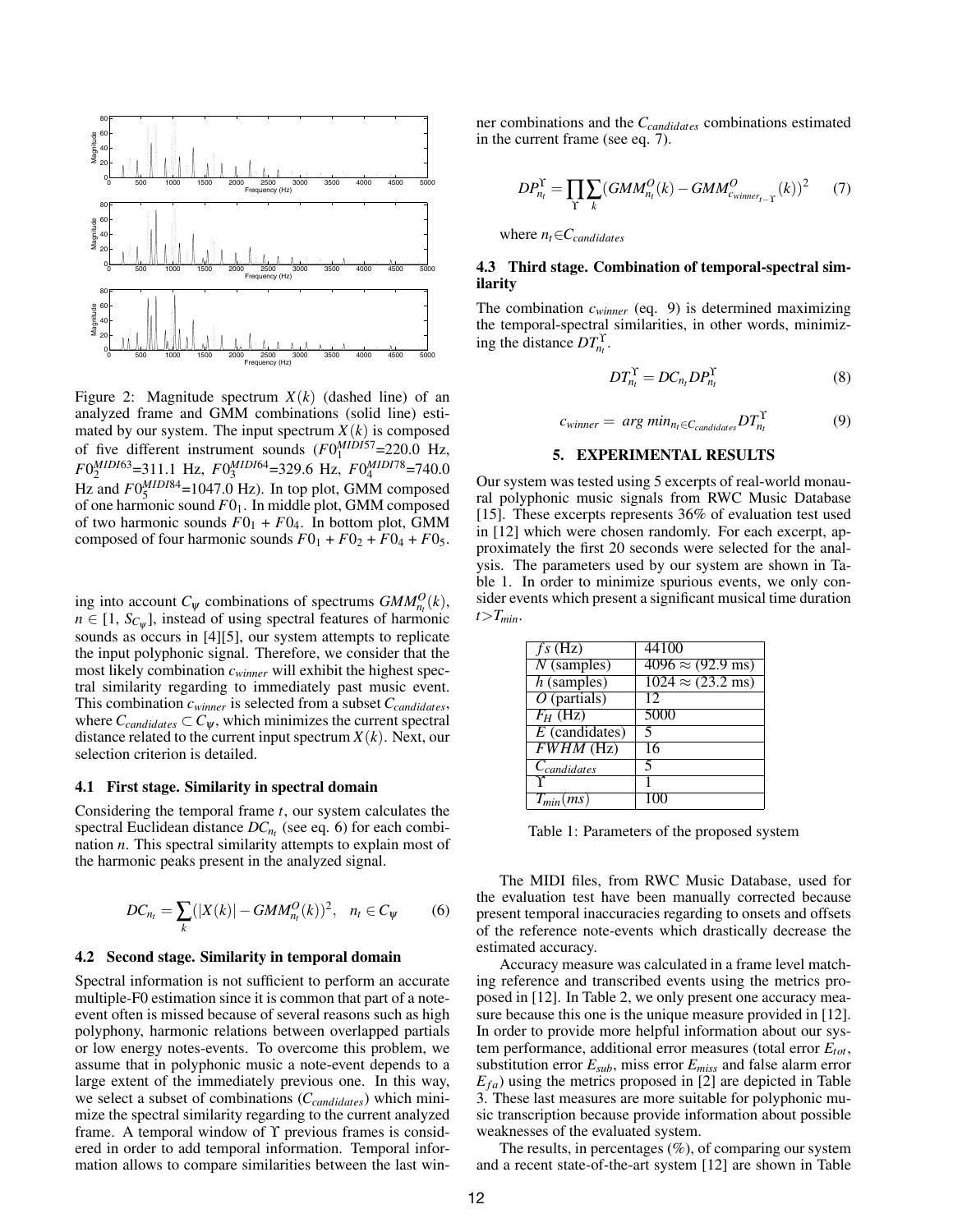Figure 2: Magnitude spectrum $X(k)$ (dashed line) of an analyzed frame and GMM combinations (solid line) estimated by our system. The input spectrum $X(k)$ is composed of five different instrument sounds ($F0_1^{MIDI57}$=220.0 Hz, $F0_2^{MIDI63}$=311.1 Hz, $F0_3^{MIDI64}$=329.6 Hz, $F0_4^{MIDI78}$=740.0 Hz and $F0_5^{MIDI84}$=1047.0 Hz). In top plot, GMM composed of one harmonic sound $F0_1$. In middle plot, GMM composed of two harmonic sounds $F0_1 + F0_4$. In bottom plot, GMM composed of four harmonic sounds $F0_1 + F0_2 + F0_4 + F0_5$.

ing into account $C_\psi$ combinations of spectrums $GMM^O_{n_t}(k)$, $n \in [1, S_{C_\psi}]$, instead of using spectral features of harmonic sounds as occurs in [4][5], our system attempts to replicate the input polyphonic signal. Therefore, we consider that the most likely combination $c_{winner}$ will exhibit the highest spectral similarity regarding to immediately past music event. This combination $c_{winner}$ is selected from a subset $C_{candidates}$, where $C_{candidates} \subset C_\psi$, which minimizes the current spectral distance related to the current input spectrum $X(k)$. Next, our selection criterion is detailed.

### 4.1 First stage. Similarity in spectral domain

Considering the temporal frame $t$, our system calculates the spectral Euclidean distance $DC_{n_t}$ (see eq. 6) for each combination $n$. This spectral similarity attempts to explain most of the harmonic peaks present in the analyzed signal.

$$DC_{n_t} = \sum_k (|X(k)| - GMM^O_{n_t}(k))^2, \quad n_t \in C_\psi \qquad (6)$$

### 4.2 Second stage. Similarity in temporal domain

Spectral information is not sufficient to perform an accurate multiple-F0 estimation since it is common that part of a note-event often is missed because of several reasons such as high polyphony, harmonic relations between overlapped partials or low energy notes-events. To overcome this problem, we assume that in polyphonic music a note-event depends to a large extent of the immediately previous one. In this way, we select a subset of combinations ($C_{candidates}$) which minimize the spectral similarity regarding to the current analyzed frame. A temporal window of $\Upsilon$ previous frames is considered in order to add temporal information. Temporal information allows to compare similarities between the last winner combinations and the $C_{candidates}$ combinations estimated in the current frame (see eq. 7).

$$DP^{\Upsilon}_{n_t} = \prod_{\Upsilon} \sum_k (GMM^O_{n_t}(k) - GMM^O_{c_{winner_{t-\Upsilon}}}(k))^2 \qquad (7)$$

where $n_t \in C_{candidates}$

### 4.3 Third stage. Combination of temporal-spectral similarity

The combination $c_{winner}$ (eq. 9) is determined maximizing the temporal-spectral similarities, in other words, minimizing the distance $DT^{\Upsilon}_{n_t}$.

$$DT^{\Upsilon}_{n_t} = DC_{n_t} DP^{\Upsilon}_{n_t} \qquad (8)$$

$$c_{winner} = \arg\min_{n_t \in C_{candidates}} DT^{\Upsilon}_{n_t} \qquad (9)$$

## 5. EXPERIMENTAL RESULTS

Our system was tested using 5 excerpts of real-world monaural polyphonic music signals from RWC Music Database [15]. These excerpts represents 36% of evaluation test used in [12] which were chosen randomly. For each excerpt, approximately the first 20 seconds were selected for the analysis. The parameters used by our system are shown in Table 1. In order to minimize spurious events, we only consider events which present a significant musical time duration $t > T_{min}$.

| | |
|---|---|
| $fs$ (Hz) | 44100 |
| $N$ (samples) | 4096 ≈ (92.9 ms) |
| $h$ (samples) | 1024 ≈ (23.2 ms) |
| $O$ (partials) | 12 |
| $F_H$ (Hz) | 5000 |
| $E$ (candidates) | 5 |
| $FWHM$ (Hz) | 16 |
| $C_{candidates}$ | 5 |
| $\Upsilon$ | 1 |
| $T_{min}(ms)$ | 100 |

Table 1: Parameters of the proposed system

The MIDI files, from RWC Music Database, used for the evaluation test have been manually corrected because present temporal inaccuracies regarding to onsets and offsets of the reference note-events which drastically decrease the estimated accuracy.

Accuracy measure was calculated in a frame level matching reference and transcribed events using the metrics proposed in [12]. In Table 2, we only present one accuracy measure because this one is the unique measure provided in [12]. In order to provide more helpful information about our system performance, additional error measures (total error $E_{tot}$, substitution error $E_{sub}$, miss error $E_{miss}$ and false alarm error $E_{fa}$) using the metrics proposed in [2] are depicted in Table 3. These last measures are more suitable for polyphonic music transcription because provide information about possible weaknesses of the evaluated system.

The results, in percentages (%), of comparing our system and a recent state-of-the-art system [12] are shown in Table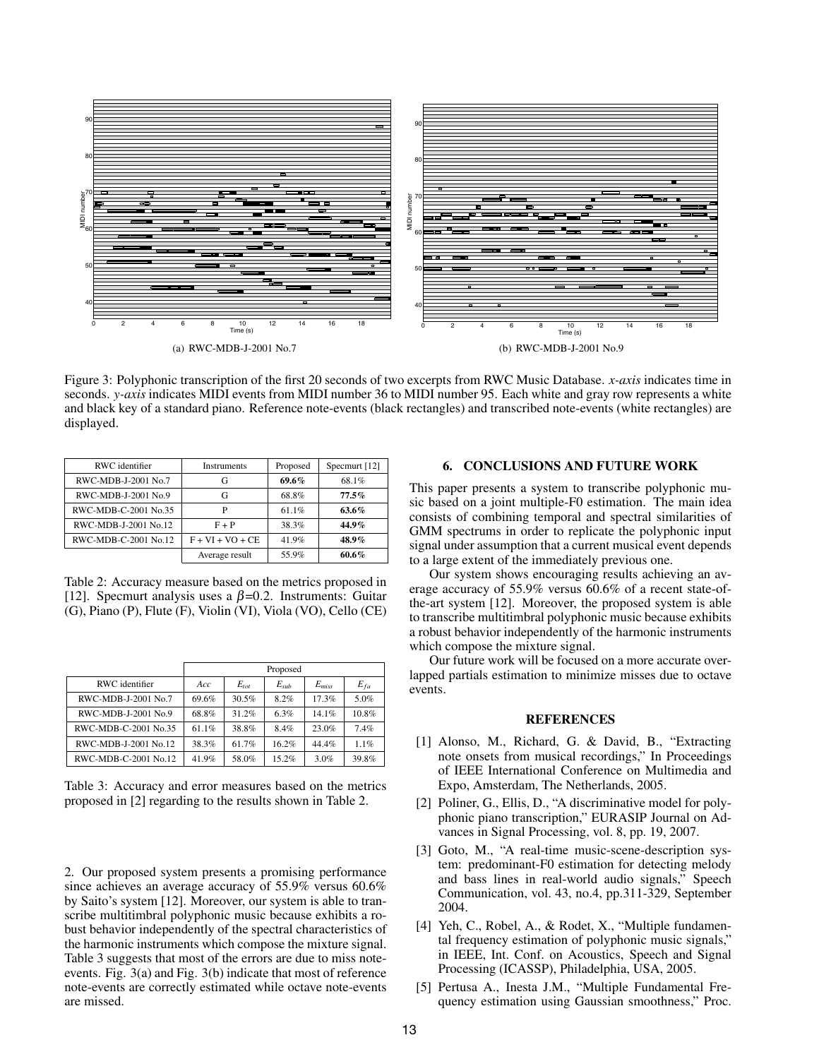(a) RWC-MDB-J-2001 No.7

(b) RWC-MDB-J-2001 No.9

Figure 3: Polyphonic transcription of the first 20 seconds of two excerpts from RWC Music Database. *x-axis* indicates time in seconds. *y-axis* indicates MIDI events from MIDI number 36 to MIDI number 95. Each white and gray row represents a white and black key of a standard piano. Reference note-events (black rectangles) and transcribed note-events (white rectangles) are displayed.

| RWC identifier | Instruments | Proposed | Specmurt [12] |
|---|---|---|---|
| RWC-MDB-J-2001 No.7 | G | **69.6%** | 68.1% |
| RWC-MDB-J-2001 No.9 | G | 68.8% | **77.5%** |
| RWC-MDB-C-2001 No.35 | P | 61.1% | **63.6%** |
| RWC-MDB-J-2001 No.12 | F + P | 38.3% | **44.9%** |
| RWC-MDB-C-2001 No.12 | F + VI + VO + CE | 41.9% | **48.9%** |
| | Average result | 55.9% | **60.6%** |

Table 2: Accuracy measure based on the metrics proposed in [12]. Specmurt analysis uses a $\beta$=0.2. Instruments: Guitar (G), Piano (P), Flute (F), Violin (VI), Viola (VO), Cello (CE)

| | Proposed | | | | |
|---|---|---|---|---|---|
| RWC identifier | $Acc$ | $E_{tot}$ | $E_{sub}$ | $E_{miss}$ | $E_{fa}$ |
| RWC-MDB-J-2001 No.7 | 69.6% | 30.5% | 8.2% | 17.3% | 5.0% |
| RWC-MDB-J-2001 No.9 | 68.8% | 31.2% | 6.3% | 14.1% | 10.8% |
| RWC-MDB-C-2001 No.35 | 61.1% | 38.8% | 8.4% | 23.0% | 7.4% |
| RWC-MDB-J-2001 No.12 | 38.3% | 61.7% | 16.2% | 44.4% | 1.1% |
| RWC-MDB-C-2001 No.12 | 41.9% | 58.0% | 15.2% | 3.0% | 39.8% |

Table 3: Accuracy and error measures based on the metrics proposed in [2] regarding to the results shown in Table 2.

2. Our proposed system presents a promising performance since achieves an average accuracy of 55.9% versus 60.6% by Saito's system [12]. Moreover, our system is able to transcribe multitimbral polyphonic music because exhibits a robust behavior independently of the spectral characteristics of the harmonic instruments which compose the mixture signal. Table 3 suggests that most of the errors are due to miss note-events. Fig. 3(a) and Fig. 3(b) indicate that most of reference note-events are correctly estimated while octave note-events are missed.

## 6. CONCLUSIONS AND FUTURE WORK

This paper presents a system to transcribe polyphonic music based on a joint multiple-F0 estimation. The main idea consists of combining temporal and spectral similarities of GMM spectrums in order to replicate the polyphonic input signal under assumption that a current musical event depends to a large extent of the immediately previous one.

Our system shows encouraging results achieving an average accuracy of 55.9% versus 60.6% of a recent state-of-the-art system [12]. Moreover, the proposed system is able to transcribe multitimbral polyphonic music because exhibits a robust behavior independently of the harmonic instruments which compose the mixture signal.

Our future work will be focused on a more accurate overlapped partials estimation to minimize misses due to octave events.

## REFERENCES

[1] Alonso, M., Richard, G. & David, B., "Extracting note onsets from musical recordings," In Proceedings of IEEE International Conference on Multimedia and Expo, Amsterdam, The Netherlands, 2005.

[2] Poliner, G., Ellis, D., "A discriminative model for polyphonic piano transcription," EURASIP Journal on Advances in Signal Processing, vol. 8, pp. 19, 2007.

[3] Goto, M., "A real-time music-scene-description system: predominant-F0 estimation for detecting melody and bass lines in real-world audio signals," Speech Communication, vol. 43, no.4, pp.311-329, September 2004.

[4] Yeh, C., Robel, A., & Rodet, X., "Multiple fundamental frequency estimation of polyphonic music signals," in IEEE, Int. Conf. on Acoustics, Speech and Signal Processing (ICASSP), Philadelphia, USA, 2005.

[5] Pertusa A., Inesta J.M., "Multiple Fundamental Frequency estimation using Gaussian smoothness," Proc.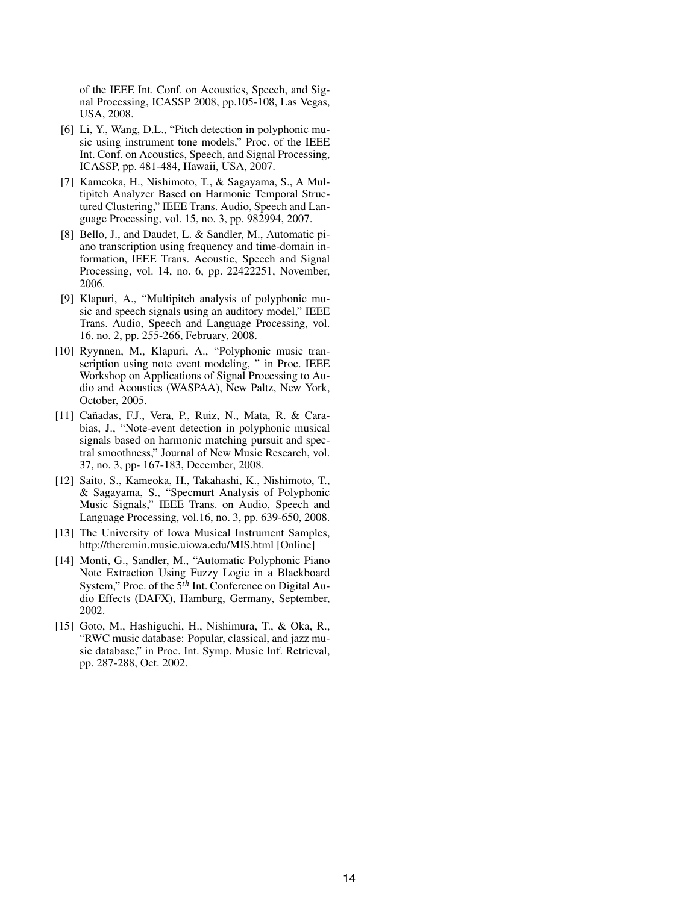of the IEEE Int. Conf. on Acoustics, Speech, and Signal Processing, ICASSP 2008, pp.105-108, Las Vegas, USA, 2008.

[6] Li, Y., Wang, D.L., "Pitch detection in polyphonic music using instrument tone models," Proc. of the IEEE Int. Conf. on Acoustics, Speech, and Signal Processing, ICASSP, pp. 481-484, Hawaii, USA, 2007.

[7] Kameoka, H., Nishimoto, T., & Sagayama, S., A Multipitch Analyzer Based on Harmonic Temporal Structured Clustering," IEEE Trans. Audio, Speech and Language Processing, vol. 15, no. 3, pp. 982994, 2007.

[8] Bello, J., and Daudet, L. & Sandler, M., Automatic piano transcription using frequency and time-domain information, IEEE Trans. Acoustic, Speech and Signal Processing, vol. 14, no. 6, pp. 22422251, November, 2006.

[9] Klapuri, A., "Multipitch analysis of polyphonic music and speech signals using an auditory model," IEEE Trans. Audio, Speech and Language Processing, vol. 16. no. 2, pp. 255-266, February, 2008.

[10] Ryynnen, M., Klapuri, A., "Polyphonic music transcription using note event modeling, " in Proc. IEEE Workshop on Applications of Signal Processing to Audio and Acoustics (WASPAA), New Paltz, New York, October, 2005.

[11] Cañadas, F.J., Vera, P., Ruiz, N., Mata, R. & Carabias, J., "Note-event detection in polyphonic musical signals based on harmonic matching pursuit and spectral smoothness," Journal of New Music Research, vol. 37, no. 3, pp- 167-183, December, 2008.

[12] Saito, S., Kameoka, H., Takahashi, K., Nishimoto, T., & Sagayama, S., "Specmurt Analysis of Polyphonic Music Signals," IEEE Trans. on Audio, Speech and Language Processing, vol.16, no. 3, pp. 639-650, 2008.

[13] The University of Iowa Musical Instrument Samples, http://theremin.music.uiowa.edu/MIS.html [Online]

[14] Monti, G., Sandler, M., "Automatic Polyphonic Piano Note Extraction Using Fuzzy Logic in a Blackboard System," Proc. of the 5$^{th}$ Int. Conference on Digital Audio Effects (DAFX), Hamburg, Germany, September, 2002.

[15] Goto, M., Hashiguchi, H., Nishimura, T., & Oka, R., "RWC music database: Popular, classical, and jazz music database," in Proc. Int. Symp. Music Inf. Retrieval, pp. 287-288, Oct. 2002.